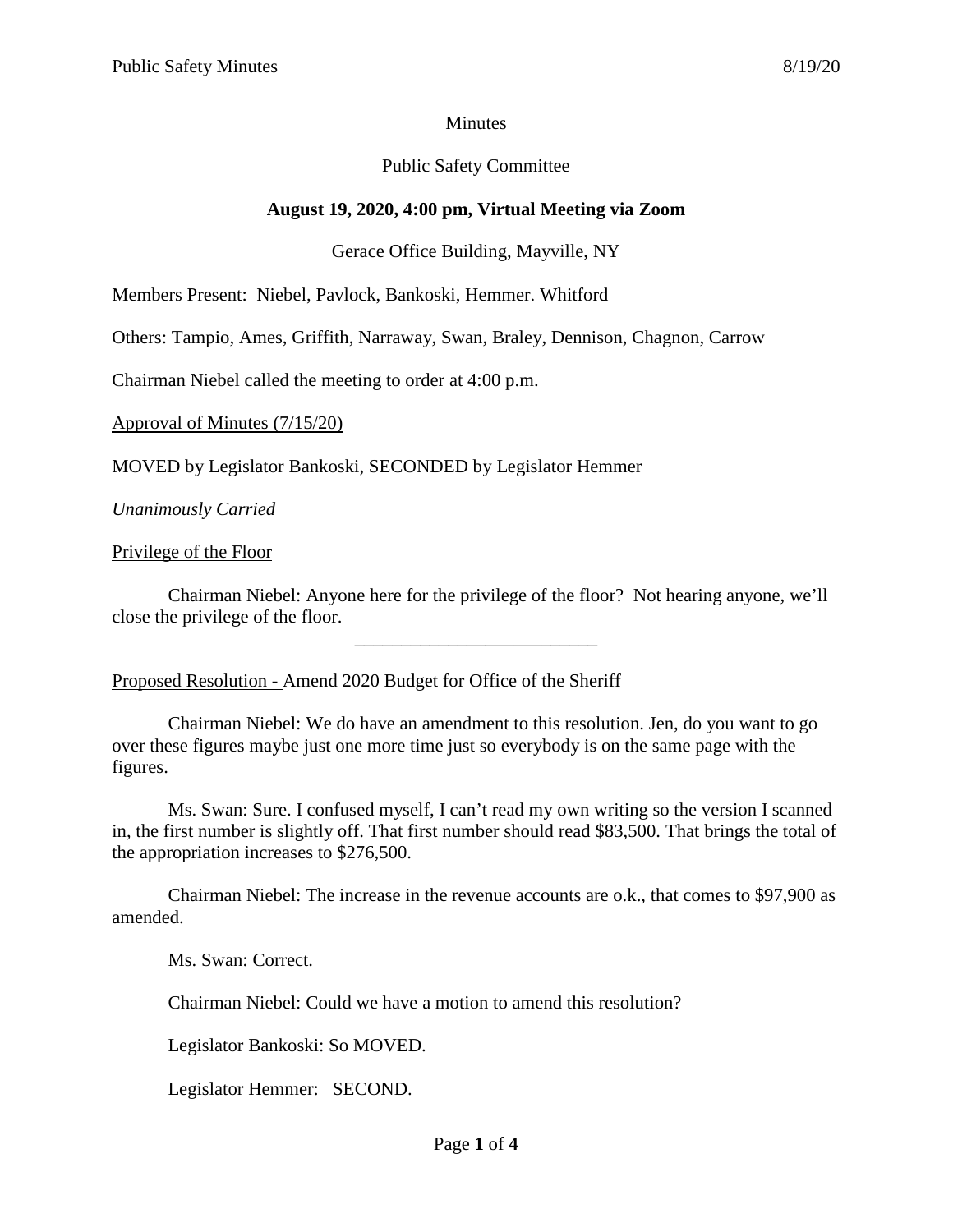Minutes

Public Safety Committee

**August 19, 2020, 4:00 pm, Virtual Meeting via Zoom**

Gerace Office Building, Mayville, NY

Members Present: Niebel, Pavlock, Bankoski, Hemmer. Whitford

Others: Tampio, Ames, Griffith, Narraway, Swan, Braley, Dennison, Chagnon, Carrow

Chairman Niebel called the meeting to order at 4:00 p.m.

Approval of Minutes (7/15/20)

MOVED by Legislator Bankoski, SECONDED by Legislator Hemmer

*Unanimously Carried*

Privilege of the Floor

Chairman Niebel: Anyone here for the privilege of the floor? Not hearing anyone, we'll close the privilege of the floor.

---

Proposed Resolution - Amend 2020 Budget for Office of the Sheriff

Chairman Niebel: We do have an amendment to this resolution. Jen, do you want to go over these figures maybe just one more time just so everybody is on the same page with the figures.

Ms. Swan: Sure. I confused myself, I can't read my own writing so the version I scanned in, the first number is slightly off. That first number should read $83,500. That brings the total of the appropriation increases to $276,500.

Chairman Niebel: The increase in the revenue accounts are o.k., that comes to $97,900 as amended.

Ms. Swan: Correct.

Chairman Niebel: Could we have a motion to amend this resolution?

Legislator Bankoski: So MOVED.

Legislator Hemmer: SECOND.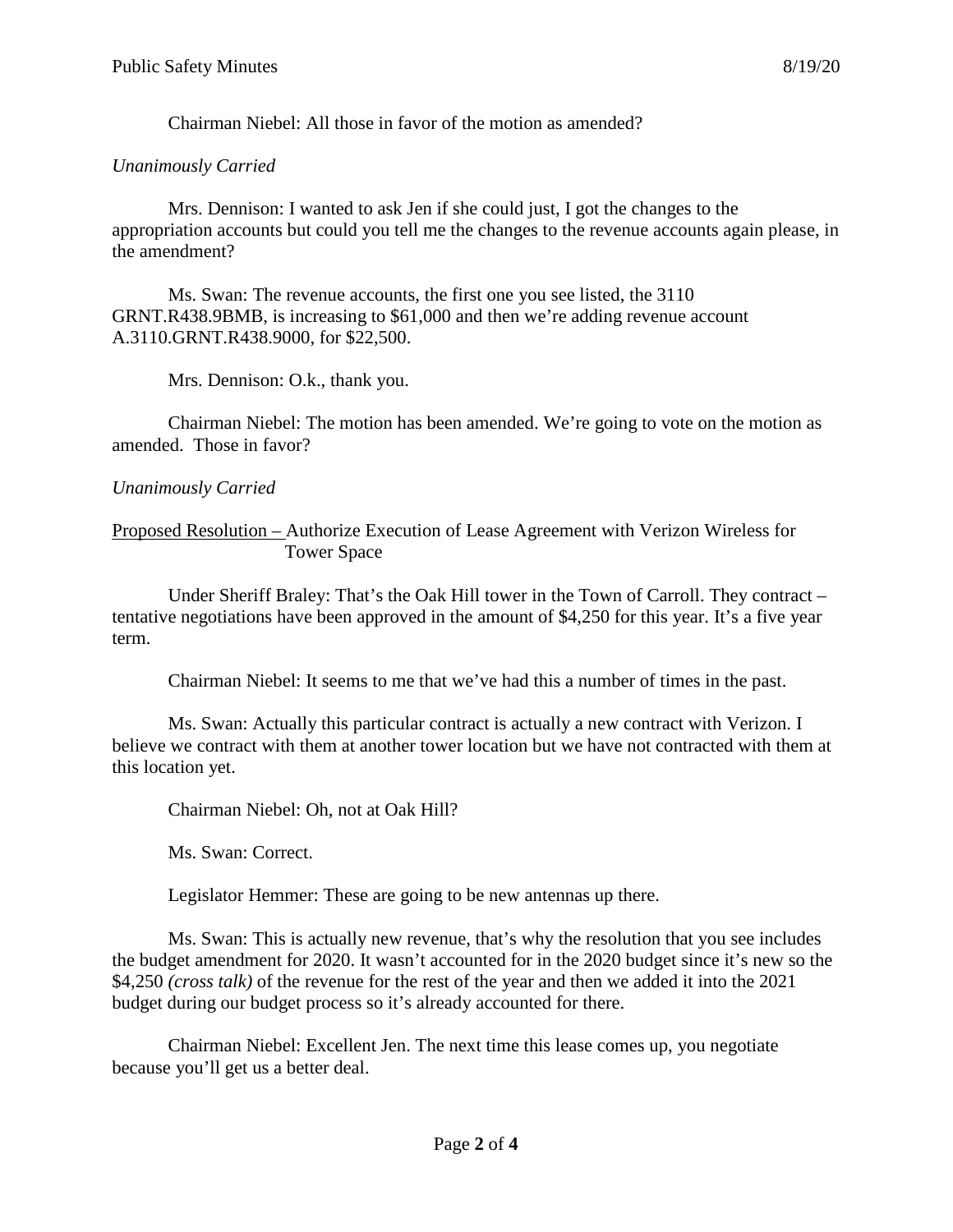Chairman Niebel: All those in favor of the motion as amended?

*Unanimously Carried*

Mrs. Dennison: I wanted to ask Jen if she could just, I got the changes to the appropriation accounts but could you tell me the changes to the revenue accounts again please, in the amendment?

Ms. Swan: The revenue accounts, the first one you see listed, the 3110 GRNT.R438.9BMB, is increasing to $61,000 and then we're adding revenue account A.3110.GRNT.R438.9000, for $22,500.

Mrs. Dennison: O.k., thank you.

Chairman Niebel: The motion has been amended. We're going to vote on the motion as amended. Those in favor?

*Unanimously Carried*

<u>Proposed Resolution –</u> Authorize Execution of Lease Agreement with Verizon Wireless for Tower Space

Under Sheriff Braley: That's the Oak Hill tower in the Town of Carroll. They contract – tentative negotiations have been approved in the amount of $4,250 for this year. It's a five year term.

Chairman Niebel: It seems to me that we've had this a number of times in the past.

Ms. Swan: Actually this particular contract is actually a new contract with Verizon. I believe we contract with them at another tower location but we have not contracted with them at this location yet.

Chairman Niebel: Oh, not at Oak Hill?

Ms. Swan: Correct.

Legislator Hemmer: These are going to be new antennas up there.

Ms. Swan: This is actually new revenue, that's why the resolution that you see includes the budget amendment for 2020. It wasn't accounted for in the 2020 budget since it's new so the $4,250 *(cross talk)* of the revenue for the rest of the year and then we added it into the 2021 budget during our budget process so it's already accounted for there.

Chairman Niebel: Excellent Jen. The next time this lease comes up, you negotiate because you'll get us a better deal.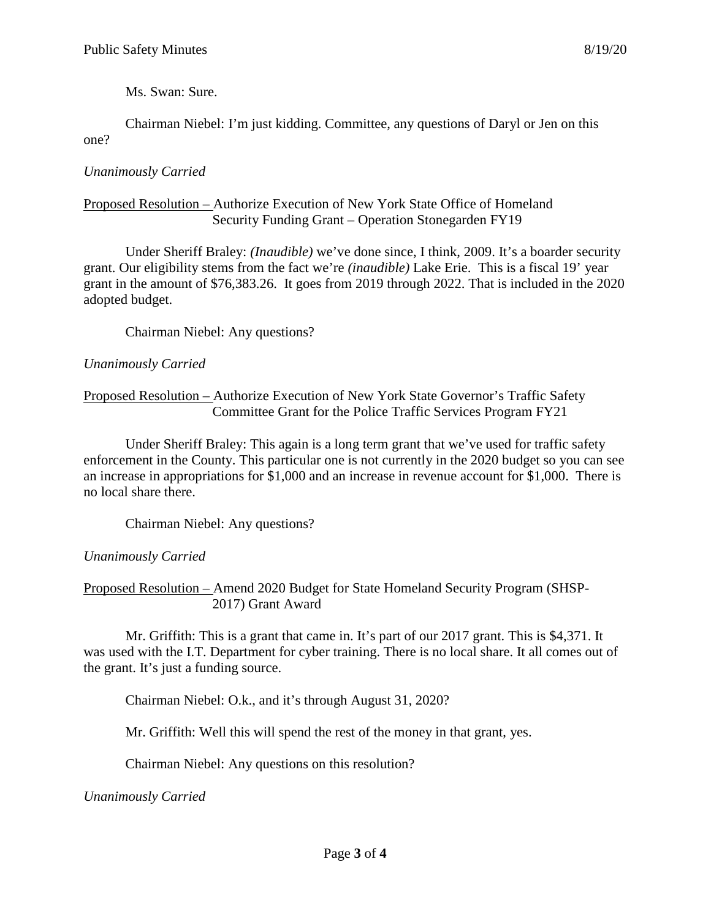Ms. Swan: Sure.

Chairman Niebel: I'm just kidding. Committee, any questions of Daryl or Jen on this one?

*Unanimously Carried*

Proposed Resolution – Authorize Execution of New York State Office of Homeland Security Funding Grant – Operation Stonegarden FY19

Under Sheriff Braley: *(Inaudible)* we've done since, I think, 2009. It's a boarder security grant. Our eligibility stems from the fact we're *(inaudible)* Lake Erie. This is a fiscal 19' year grant in the amount of $76,383.26. It goes from 2019 through 2022. That is included in the 2020 adopted budget.

Chairman Niebel: Any questions?

*Unanimously Carried*

Proposed Resolution – Authorize Execution of New York State Governor's Traffic Safety Committee Grant for the Police Traffic Services Program FY21

Under Sheriff Braley: This again is a long term grant that we've used for traffic safety enforcement in the County. This particular one is not currently in the 2020 budget so you can see an increase in appropriations for $1,000 and an increase in revenue account for $1,000. There is no local share there.

Chairman Niebel: Any questions?

*Unanimously Carried*

Proposed Resolution – Amend 2020 Budget for State Homeland Security Program (SHSP-2017) Grant Award

Mr. Griffith: This is a grant that came in. It's part of our 2017 grant. This is $4,371. It was used with the I.T. Department for cyber training. There is no local share. It all comes out of the grant. It's just a funding source.

Chairman Niebel: O.k., and it's through August 31, 2020?

Mr. Griffith: Well this will spend the rest of the money in that grant, yes.

Chairman Niebel: Any questions on this resolution?

*Unanimously Carried*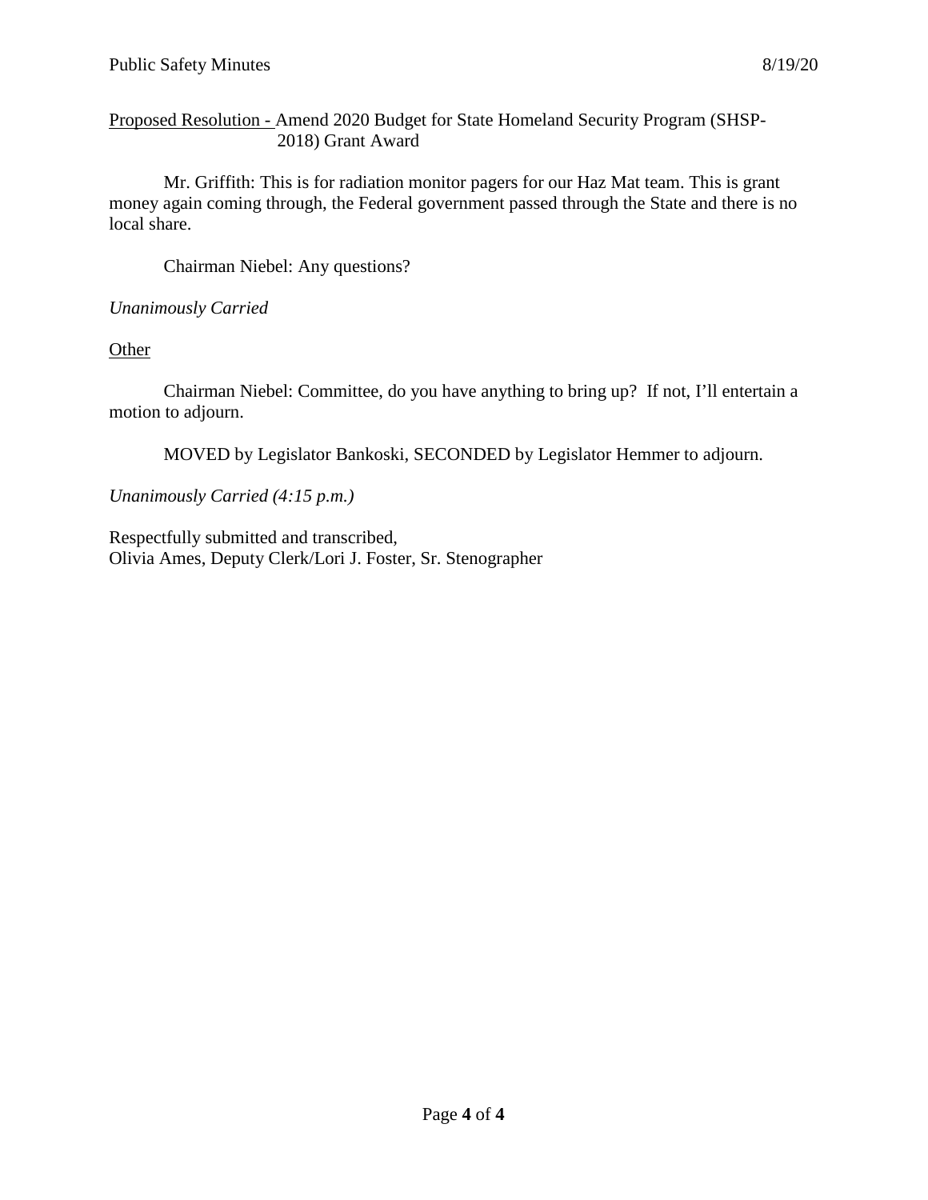Proposed Resolution - Amend 2020 Budget for State Homeland Security Program (SHSP-2018) Grant Award

Mr. Griffith: This is for radiation monitor pagers for our Haz Mat team. This is grant money again coming through, the Federal government passed through the State and there is no local share.

Chairman Niebel: Any questions?

*Unanimously Carried*

Other

Chairman Niebel: Committee, do you have anything to bring up? If not, I'll entertain a motion to adjourn.

MOVED by Legislator Bankoski, SECONDED by Legislator Hemmer to adjourn.

*Unanimously Carried (4:15 p.m.)*

Respectfully submitted and transcribed,
Olivia Ames, Deputy Clerk/Lori J. Foster, Sr. Stenographer